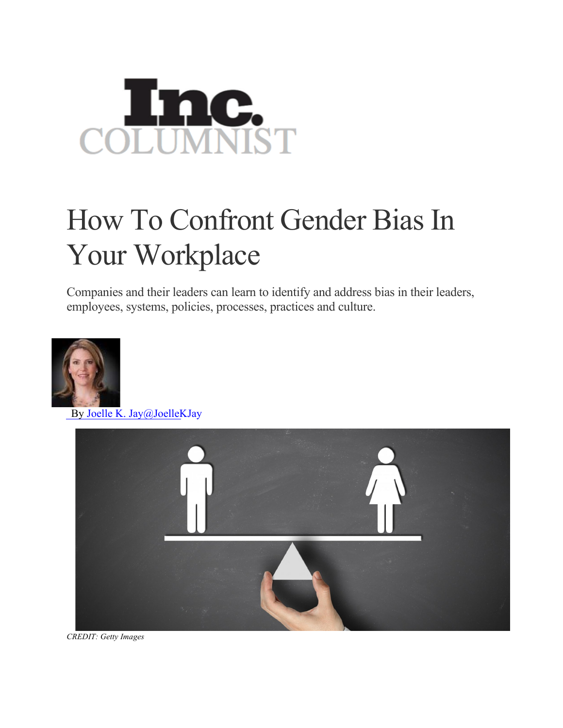Inc.
COLUMNIST

# How To Confront Gender Bias In Your Workplace

Companies and their leaders can learn to identify and address bias in their leaders, employees, systems, policies, processes, practices and culture.

By Joelle K. Jay@JoelleKJay

*CREDIT: Getty Images*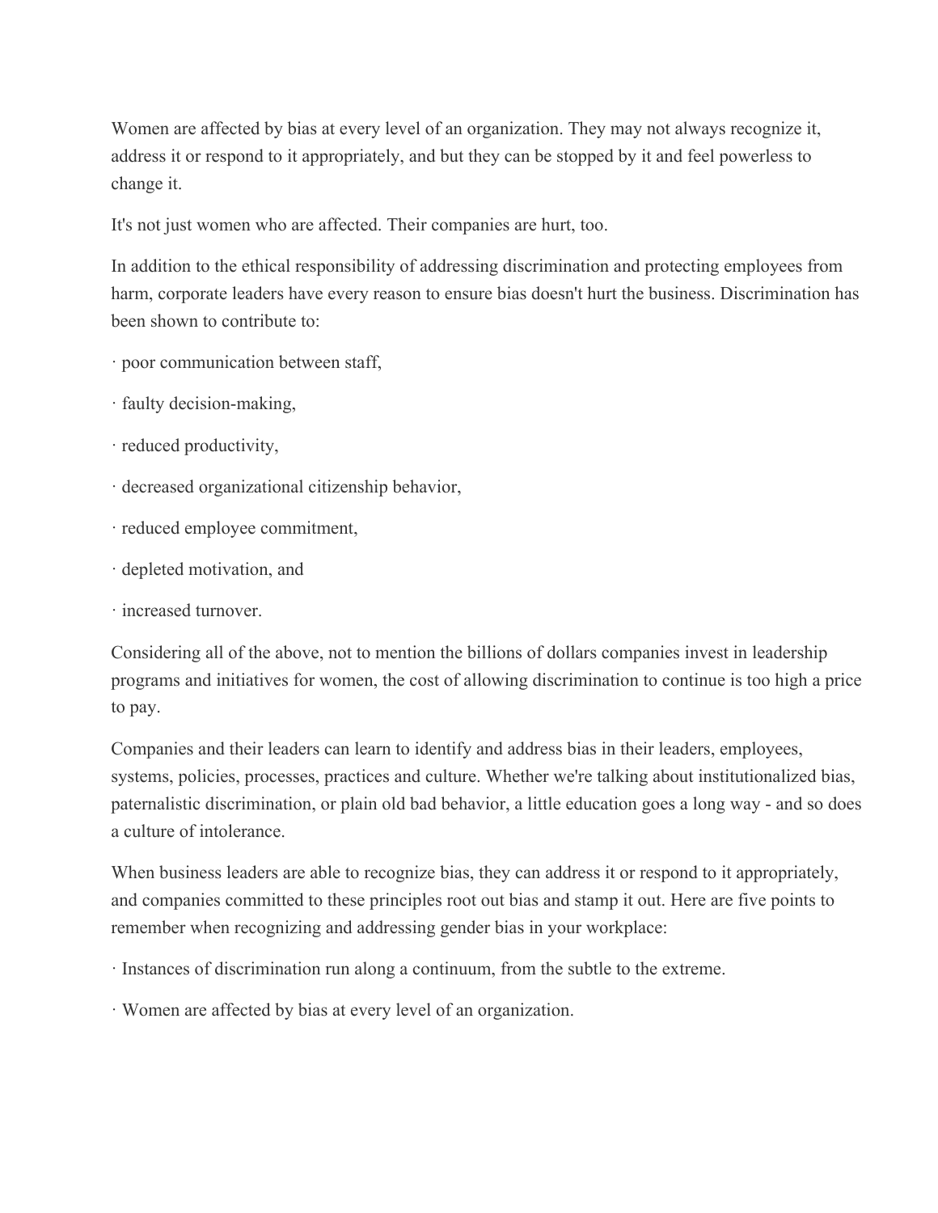Women are affected by bias at every level of an organization. They may not always recognize it, address it or respond to it appropriately, and but they can be stopped by it and feel powerless to change it.

It's not just women who are affected. Their companies are hurt, too.

In addition to the ethical responsibility of addressing discrimination and protecting employees from harm, corporate leaders have every reason to ensure bias doesn't hurt the business. Discrimination has been shown to contribute to:

· poor communication between staff,

· faulty decision-making,

· reduced productivity,

· decreased organizational citizenship behavior,

· reduced employee commitment,

· depleted motivation, and

· increased turnover.

Considering all of the above, not to mention the billions of dollars companies invest in leadership programs and initiatives for women, the cost of allowing discrimination to continue is too high a price to pay.

Companies and their leaders can learn to identify and address bias in their leaders, employees, systems, policies, processes, practices and culture. Whether we're talking about institutionalized bias, paternalistic discrimination, or plain old bad behavior, a little education goes a long way - and so does a culture of intolerance.

When business leaders are able to recognize bias, they can address it or respond to it appropriately, and companies committed to these principles root out bias and stamp it out. Here are five points to remember when recognizing and addressing gender bias in your workplace:

· Instances of discrimination run along a continuum, from the subtle to the extreme.

· Women are affected by bias at every level of an organization.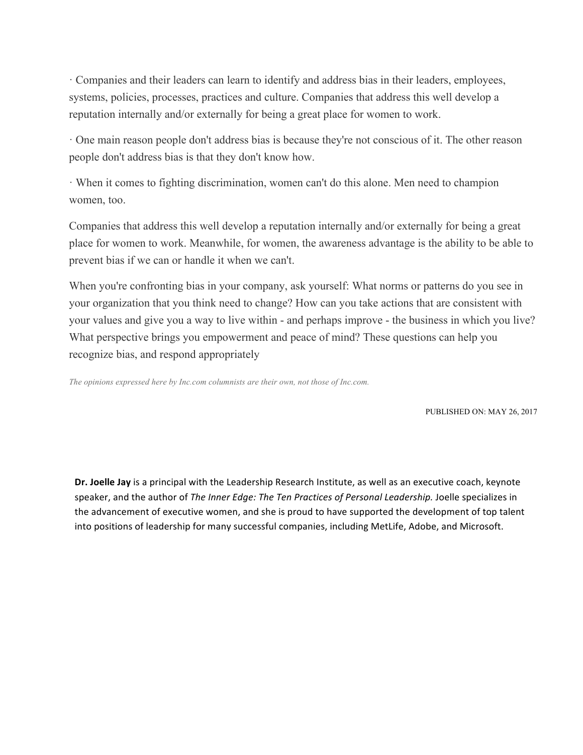· Companies and their leaders can learn to identify and address bias in their leaders, employees, systems, policies, processes, practices and culture. Companies that address this well develop a reputation internally and/or externally for being a great place for women to work.

· One main reason people don't address bias is because they're not conscious of it. The other reason people don't address bias is that they don't know how.

· When it comes to fighting discrimination, women can't do this alone. Men need to champion women, too.

Companies that address this well develop a reputation internally and/or externally for being a great place for women to work. Meanwhile, for women, the awareness advantage is the ability to be able to prevent bias if we can or handle it when we can't.

When you're confronting bias in your company, ask yourself: What norms or patterns do you see in your organization that you think need to change? How can you take actions that are consistent with your values and give you a way to live within - and perhaps improve - the business in which you live? What perspective brings you empowerment and peace of mind? These questions can help you recognize bias, and respond appropriately

*The opinions expressed here by Inc.com columnists are their own, not those of Inc.com.*

PUBLISHED ON: MAY 26, 2017

**Dr. Joelle Jay** is a principal with the Leadership Research Institute, as well as an executive coach, keynote speaker, and the author of *The Inner Edge: The Ten Practices of Personal Leadership.* Joelle specializes in the advancement of executive women, and she is proud to have supported the development of top talent into positions of leadership for many successful companies, including MetLife, Adobe, and Microsoft.